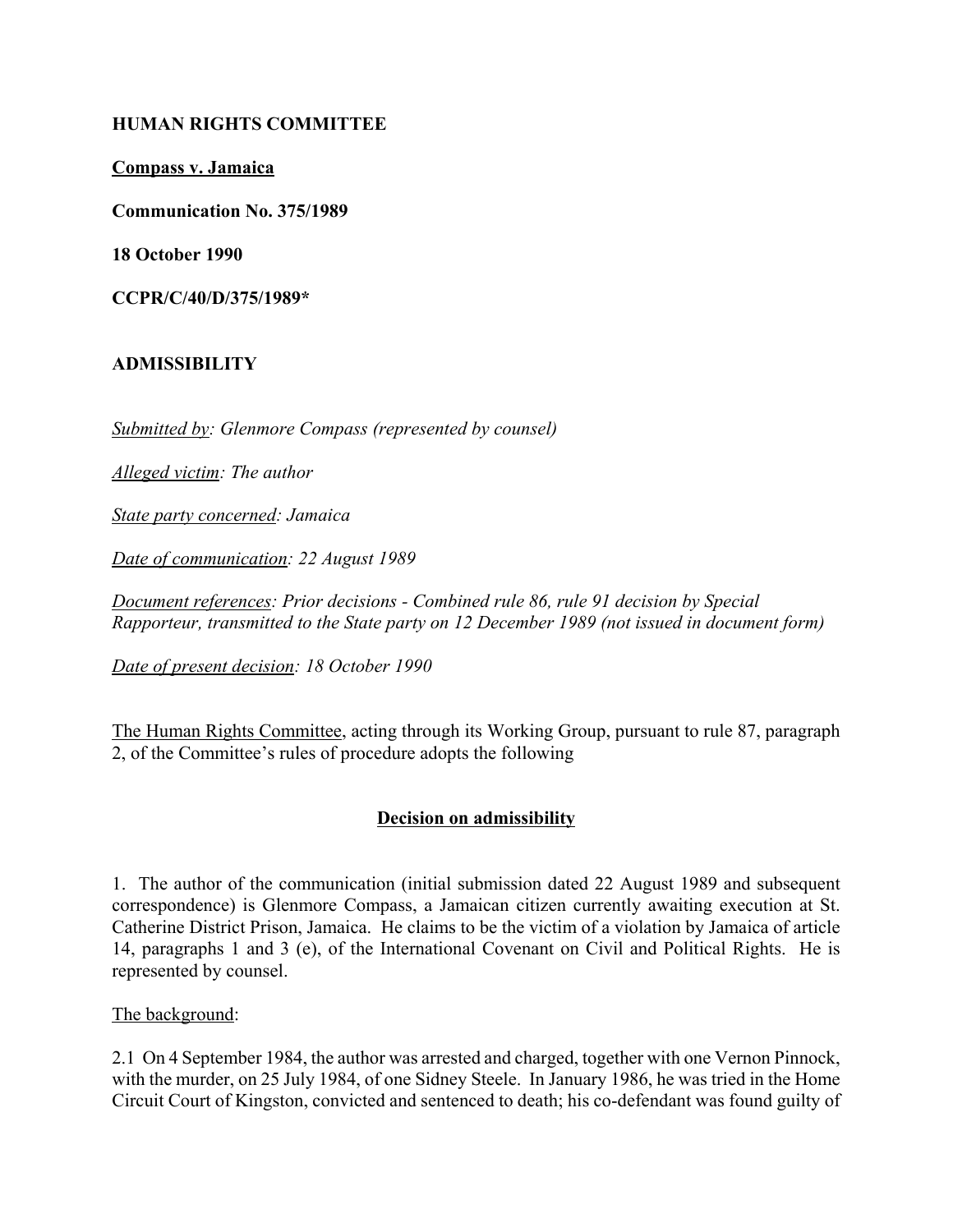**HUMAN RIGHTS COMMITTEE**

**Compass v. Jamaica**

**Communication No. 375/1989**

**18 October 1990**

**CCPR/C/40/D/375/1989***

**ADMISSIBILITY**

*Submitted by: Glenmore Compass (represented by counsel)*

*Alleged victim: The author*

*State party concerned: Jamaica*

*Date of communication: 22 August 1989*

*Document references: Prior decisions - Combined rule 86, rule 91 decision by Special Rapporteur, transmitted to the State party on 12 December 1989 (not issued in document form)*

*Date of present decision: 18 October 1990*

The Human Rights Committee, acting through its Working Group, pursuant to rule 87, paragraph 2, of the Committee's rules of procedure adopts the following

**Decision on admissibility**

1. The author of the communication (initial submission dated 22 August 1989 and subsequent correspondence) is Glenmore Compass, a Jamaican citizen currently awaiting execution at St. Catherine District Prison, Jamaica. He claims to be the victim of a violation by Jamaica of article 14, paragraphs 1 and 3 (e), of the International Covenant on Civil and Political Rights. He is represented by counsel.

The background:

2.1 On 4 September 1984, the author was arrested and charged, together with one Vernon Pinnock, with the murder, on 25 July 1984, of one Sidney Steele. In January 1986, he was tried in the Home Circuit Court of Kingston, convicted and sentenced to death; his co-defendant was found guilty of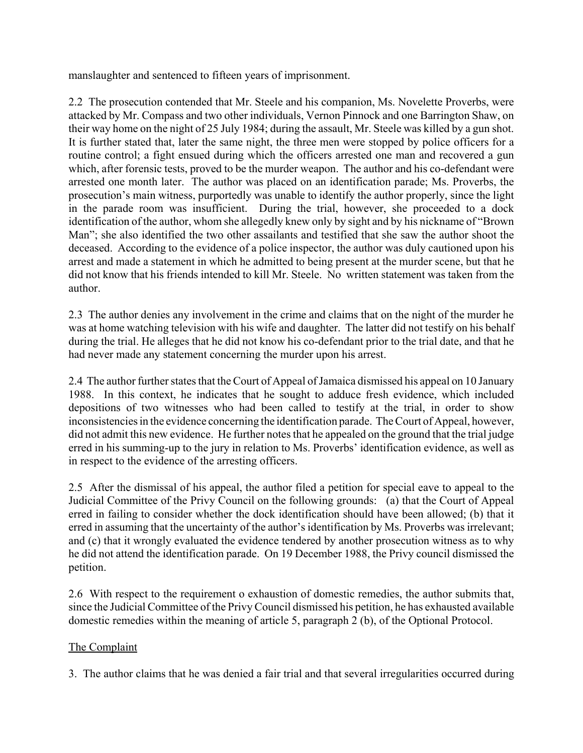manslaughter and sentenced to fifteen years of imprisonment.

2.2 The prosecution contended that Mr. Steele and his companion, Ms. Novelette Proverbs, were attacked by Mr. Compass and two other individuals, Vernon Pinnock and one Barrington Shaw, on their way home on the night of 25 July 1984; during the assault, Mr. Steele was killed by a gun shot. It is further stated that, later the same night, the three men were stopped by police officers for a routine control; a fight ensued during which the officers arrested one man and recovered a gun which, after forensic tests, proved to be the murder weapon. The author and his co-defendant were arrested one month later. The author was placed on an identification parade; Ms. Proverbs, the prosecution's main witness, purportedly was unable to identify the author properly, since the light in the parade room was insufficient. During the trial, however, she proceeded to a dock identification of the author, whom she allegedly knew only by sight and by his nickname of "Brown Man"; she also identified the two other assailants and testified that she saw the author shoot the deceased. According to the evidence of a police inspector, the author was duly cautioned upon his arrest and made a statement in which he admitted to being present at the murder scene, but that he did not know that his friends intended to kill Mr. Steele. No written statement was taken from the author.

2.3 The author denies any involvement in the crime and claims that on the night of the murder he was at home watching television with his wife and daughter. The latter did not testify on his behalf during the trial. He alleges that he did not know his co-defendant prior to the trial date, and that he had never made any statement concerning the murder upon his arrest.

2.4 The author further states that the Court of Appeal of Jamaica dismissed his appeal on 10 January 1988. In this context, he indicates that he sought to adduce fresh evidence, which included depositions of two witnesses who had been called to testify at the trial, in order to show inconsistencies in the evidence concerning the identification parade. The Court of Appeal, however, did not admit this new evidence. He further notes that he appealed on the ground that the trial judge erred in his summing-up to the jury in relation to Ms. Proverbs' identification evidence, as well as in respect to the evidence of the arresting officers.

2.5 After the dismissal of his appeal, the author filed a petition for special eave to appeal to the Judicial Committee of the Privy Council on the following grounds: (a) that the Court of Appeal erred in failing to consider whether the dock identification should have been allowed; (b) that it erred in assuming that the uncertainty of the author's identification by Ms. Proverbs was irrelevant; and (c) that it wrongly evaluated the evidence tendered by another prosecution witness as to why he did not attend the identification parade. On 19 December 1988, the Privy council dismissed the petition.

2.6 With respect to the requirement o exhaustion of domestic remedies, the author submits that, since the Judicial Committee of the Privy Council dismissed his petition, he has exhausted available domestic remedies within the meaning of article 5, paragraph 2 (b), of the Optional Protocol.

## The Complaint

3. The author claims that he was denied a fair trial and that several irregularities occurred during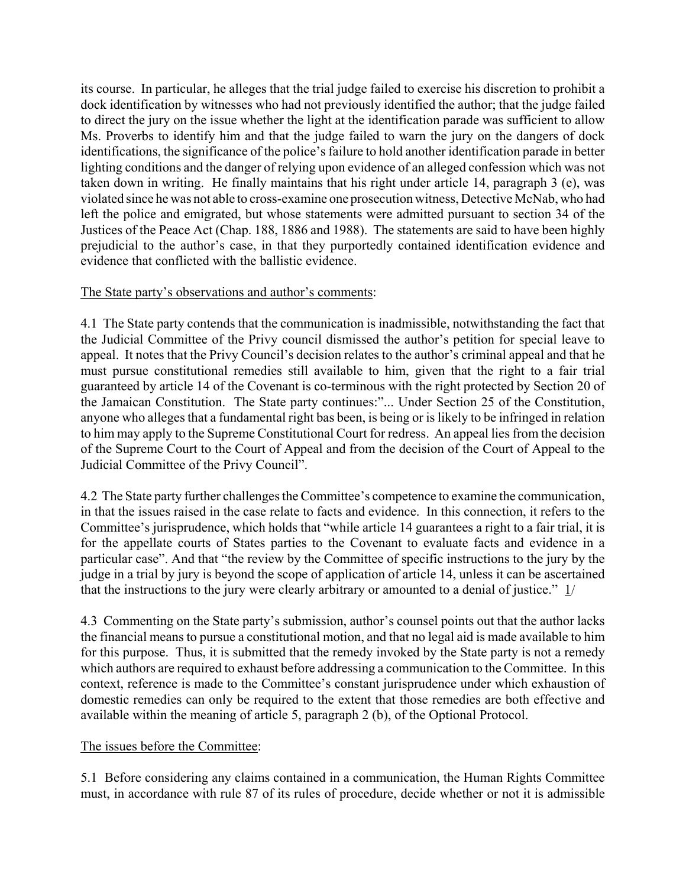its course. In particular, he alleges that the trial judge failed to exercise his discretion to prohibit a dock identification by witnesses who had not previously identified the author; that the judge failed to direct the jury on the issue whether the light at the identification parade was sufficient to allow Ms. Proverbs to identify him and that the judge failed to warn the jury on the dangers of dock identifications, the significance of the police's failure to hold another identification parade in better lighting conditions and the danger of relying upon evidence of an alleged confession which was not taken down in writing. He finally maintains that his right under article 14, paragraph 3 (e), was violated since he was not able to cross-examine one prosecution witness, Detective McNab, who had left the police and emigrated, but whose statements were admitted pursuant to section 34 of the Justices of the Peace Act (Chap. 188, 1886 and 1988). The statements are said to have been highly prejudicial to the author's case, in that they purportedly contained identification evidence and evidence that conflicted with the ballistic evidence.

The State party's observations and author's comments:

4.1 The State party contends that the communication is inadmissible, notwithstanding the fact that the Judicial Committee of the Privy council dismissed the author's petition for special leave to appeal. It notes that the Privy Council's decision relates to the author's criminal appeal and that he must pursue constitutional remedies still available to him, given that the right to a fair trial guaranteed by article 14 of the Covenant is co-terminous with the right protected by Section 20 of the Jamaican Constitution. The State party continues:"... Under Section 25 of the Constitution, anyone who alleges that a fundamental right bas been, is being or is likely to be infringed in relation to him may apply to the Supreme Constitutional Court for redress. An appeal lies from the decision of the Supreme Court to the Court of Appeal and from the decision of the Court of Appeal to the Judicial Committee of the Privy Council".

4.2 The State party further challenges the Committee's competence to examine the communication, in that the issues raised in the case relate to facts and evidence. In this connection, it refers to the Committee's jurisprudence, which holds that "while article 14 guarantees a right to a fair trial, it is for the appellate courts of States parties to the Covenant to evaluate facts and evidence in a particular case". And that "the review by the Committee of specific instructions to the jury by the judge in a trial by jury is beyond the scope of application of article 14, unless it can be ascertained that the instructions to the jury were clearly arbitrary or amounted to a denial of justice." 1/

4.3 Commenting on the State party's submission, author's counsel points out that the author lacks the financial means to pursue a constitutional motion, and that no legal aid is made available to him for this purpose. Thus, it is submitted that the remedy invoked by the State party is not a remedy which authors are required to exhaust before addressing a communication to the Committee. In this context, reference is made to the Committee's constant jurisprudence under which exhaustion of domestic remedies can only be required to the extent that those remedies are both effective and available within the meaning of article 5, paragraph 2 (b), of the Optional Protocol.

The issues before the Committee:

5.1 Before considering any claims contained in a communication, the Human Rights Committee must, in accordance with rule 87 of its rules of procedure, decide whether or not it is admissible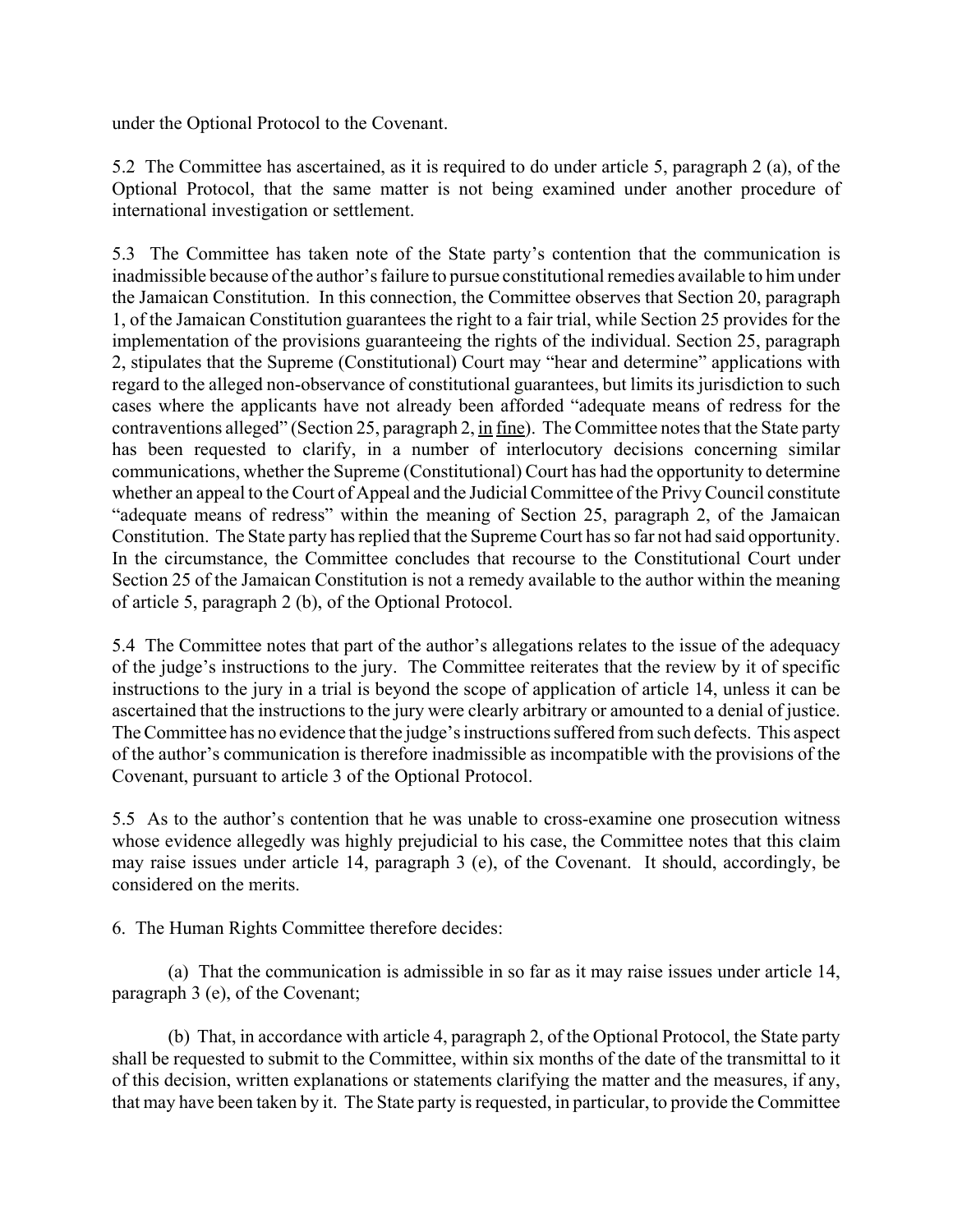under the Optional Protocol to the Covenant.

5.2 The Committee has ascertained, as it is required to do under article 5, paragraph 2 (a), of the Optional Protocol, that the same matter is not being examined under another procedure of international investigation or settlement.

5.3 The Committee has taken note of the State party's contention that the communication is inadmissible because of the author's failure to pursue constitutional remedies available to him under the Jamaican Constitution. In this connection, the Committee observes that Section 20, paragraph 1, of the Jamaican Constitution guarantees the right to a fair trial, while Section 25 provides for the implementation of the provisions guaranteeing the rights of the individual. Section 25, paragraph 2, stipulates that the Supreme (Constitutional) Court may "hear and determine" applications with regard to the alleged non-observance of constitutional guarantees, but limits its jurisdiction to such cases where the applicants have not already been afforded "adequate means of redress for the contraventions alleged" (Section 25, paragraph 2, in fine). The Committee notes that the State party has been requested to clarify, in a number of interlocutory decisions concerning similar communications, whether the Supreme (Constitutional) Court has had the opportunity to determine whether an appeal to the Court of Appeal and the Judicial Committee of the Privy Council constitute "adequate means of redress" within the meaning of Section 25, paragraph 2, of the Jamaican Constitution. The State party has replied that the Supreme Court has so far not had said opportunity. In the circumstance, the Committee concludes that recourse to the Constitutional Court under Section 25 of the Jamaican Constitution is not a remedy available to the author within the meaning of article 5, paragraph 2 (b), of the Optional Protocol.

5.4 The Committee notes that part of the author's allegations relates to the issue of the adequacy of the judge's instructions to the jury. The Committee reiterates that the review by it of specific instructions to the jury in a trial is beyond the scope of application of article 14, unless it can be ascertained that the instructions to the jury were clearly arbitrary or amounted to a denial of justice. The Committee has no evidence that the judge's instructions suffered from such defects. This aspect of the author's communication is therefore inadmissible as incompatible with the provisions of the Covenant, pursuant to article 3 of the Optional Protocol.

5.5 As to the author's contention that he was unable to cross-examine one prosecution witness whose evidence allegedly was highly prejudicial to his case, the Committee notes that this claim may raise issues under article 14, paragraph 3 (e), of the Covenant. It should, accordingly, be considered on the merits.

6. The Human Rights Committee therefore decides:

(a) That the communication is admissible in so far as it may raise issues under article 14, paragraph 3 (e), of the Covenant;

(b) That, in accordance with article 4, paragraph 2, of the Optional Protocol, the State party shall be requested to submit to the Committee, within six months of the date of the transmittal to it of this decision, written explanations or statements clarifying the matter and the measures, if any, that may have been taken by it. The State party is requested, in particular, to provide the Committee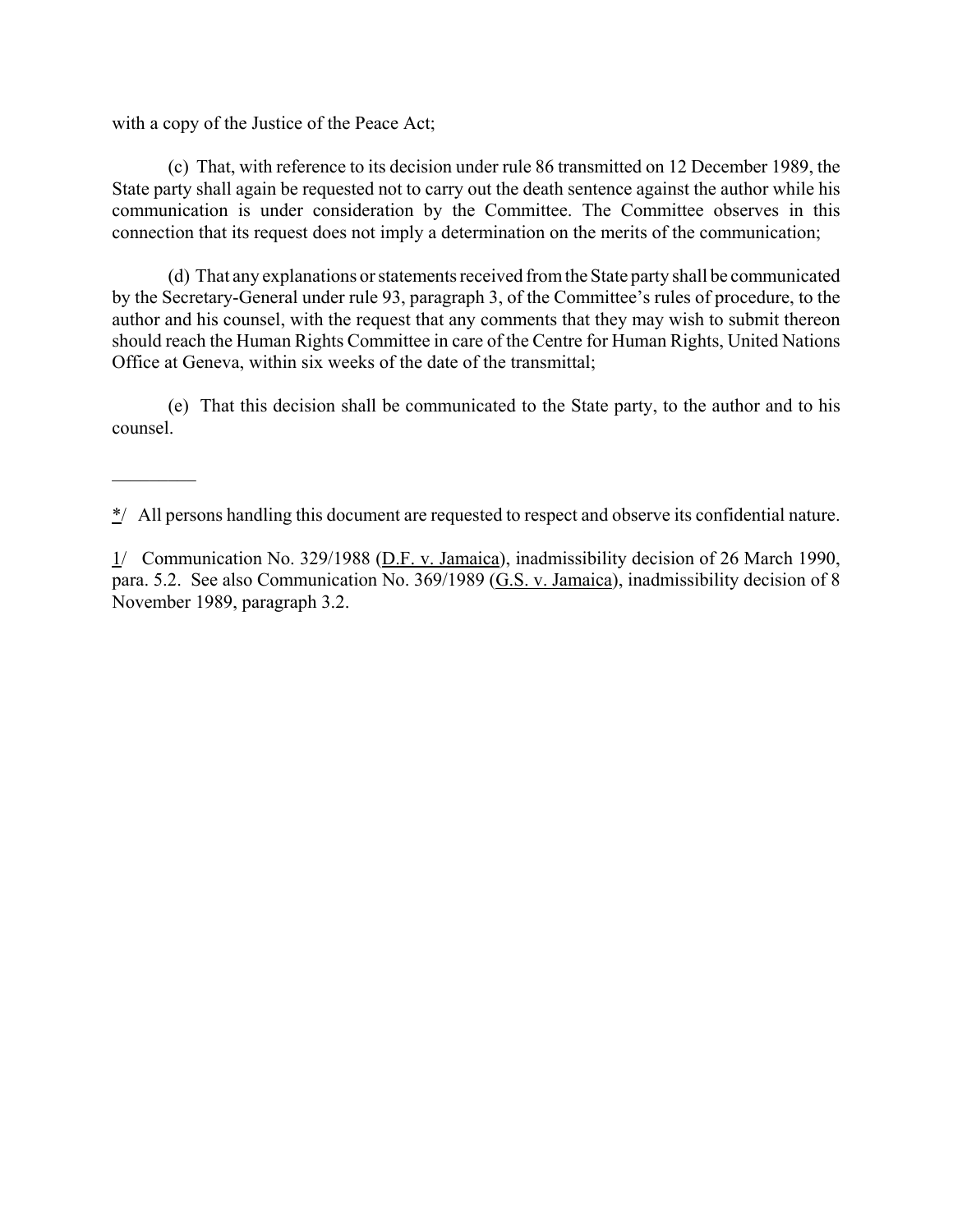with a copy of the Justice of the Peace Act;

(c) That, with reference to its decision under rule 86 transmitted on 12 December 1989, the State party shall again be requested not to carry out the death sentence against the author while his communication is under consideration by the Committee. The Committee observes in this connection that its request does not imply a determination on the merits of the communication;

(d) That any explanations or statements received from the State party shall be communicated by the Secretary-General under rule 93, paragraph 3, of the Committee's rules of procedure, to the author and his counsel, with the request that any comments that they may wish to submit thereon should reach the Human Rights Committee in care of the Centre for Human Rights, United Nations Office at Geneva, within six weeks of the date of the transmittal;

(e) That this decision shall be communicated to the State party, to the author and to his counsel.

---

*/ All persons handling this document are requested to respect and observe its confidential nature.

1/ Communication No. 329/1988 (D.F. v. Jamaica), inadmissibility decision of 26 March 1990, para. 5.2. See also Communication No. 369/1989 (G.S. v. Jamaica), inadmissibility decision of 8 November 1989, paragraph 3.2.